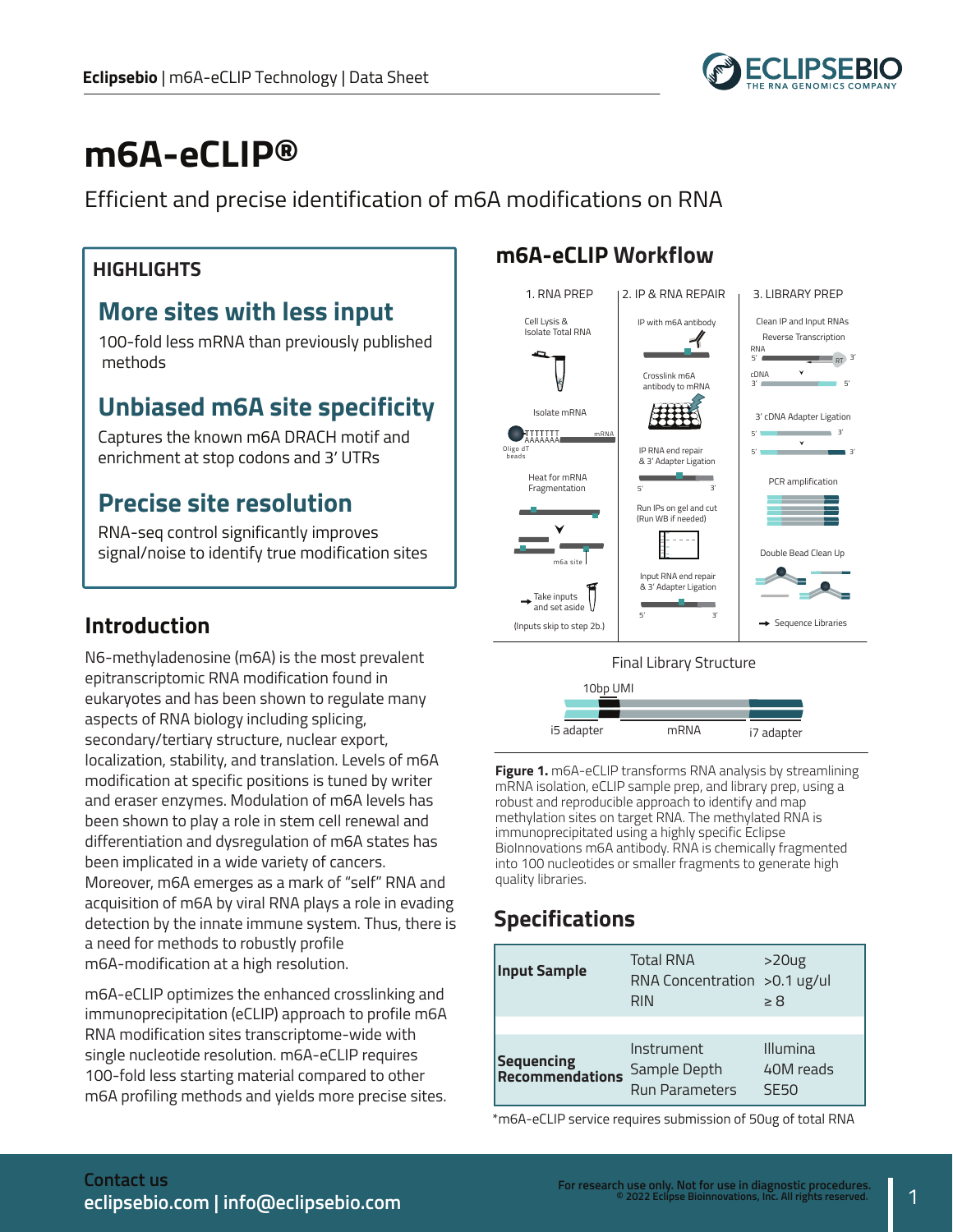# m6A-eCLIP®

Efficient and precise identification of m6A modifications on RNA

## HIGHLIGHTS

### More sites with less input

100-fold less mRNA than previously published methods

### Unbiased m6A site specificity

Captures the known m6A DRACH motif and enrichment at stop codons and 3' UTRs

### Precise site resolution

RNA-seq control significantly improves signal/noise to identify true modification sites

## Introduction

N6-methyladenosine (m6A) is the most prevalent epitranscriptomic RNA modification found in eukaryotes and has been shown to regulate many aspects of RNA biology including splicing, secondary/tertiary structure, nuclear export, localization, stability, and translation. Levels of m6A modification at specific positions is tuned by writer and eraser enzymes. Modulation of m6A levels has been shown to play a role in stem cell renewal and differentiation and dysregulation of m6A states has been implicated in a wide variety of cancers. Moreover, m6A emerges as a mark of "self" RNA and acquisition of m6A by viral RNA plays a role in evading detection by the innate immune system. Thus, there is a need for methods to robustly profile m6A-modification at a high resolution.

m6A-eCLIP optimizes the enhanced crosslinking and immunoprecipitation (eCLIP) approach to profile m6A RNA modification sites transcriptome-wide with single nucleotide resolution. m6A-eCLIP requires 100-fold less starting material compared to other m6A profiling methods and yields more precise sites.

## m6A-eCLIP Workflow

**1. RNA PREP**
- Cell Lysis & Isolate Total RNA
- Isolate mRNA (Oligo dT beads)
- Heat for mRNA Fragmentation
- Take inputs and set aside (Inputs skip to step 2b.)

**2. IP & RNA REPAIR**
- IP with m6A antibody
- Crosslink m6A antibody to mRNA
- IP RNA end repair & 3' Adapter Ligation
- Run IPs on gel and cut (Run WB if needed)
- Input RNA end repair & 3' Adapter Ligation

**3. LIBRARY PREP**
- Clean IP and Input RNAs
- Reverse Transcription
- 3' cDNA Adapter Ligation
- PCR amplification
- Double Bead Clean Up
- Sequence Libraries

Final Library Structure: i5 adapter – 10bp UMI – mRNA – i7 adapter

**Figure 1.** m6A-eCLIP transforms RNA analysis by streamlining mRNA isolation, eCLIP sample prep, and library prep, using a robust and reproducible approach to identify and map methylation sites on target RNA. The methylated RNA is immunoprecipitated using a highly specific Eclipse BioInnovations m6A antibody. RNA is chemically fragmented into 100 nucleotides or smaller fragments to generate high quality libraries.

## Specifications

| | | |
|---|---|---|
| **Input Sample** | Total RNA | >20ug |
| | RNA Concentration | >0.1 ug/ul |
| | RIN | ≥ 8 |
| **Sequencing Recommendations** | Instrument | Illumina |
| | Sample Depth | 40M reads |
| | Run Parameters | SE50 |

*m6A-eCLIP service requires submission of 50ug of total RNA

**Contact us**
eclipsebio.com | info@eclipsebio.com

For research use only. Not for use in diagnostic procedures.
© 2022 Eclipse Bioinnovations, Inc. All rights reserved.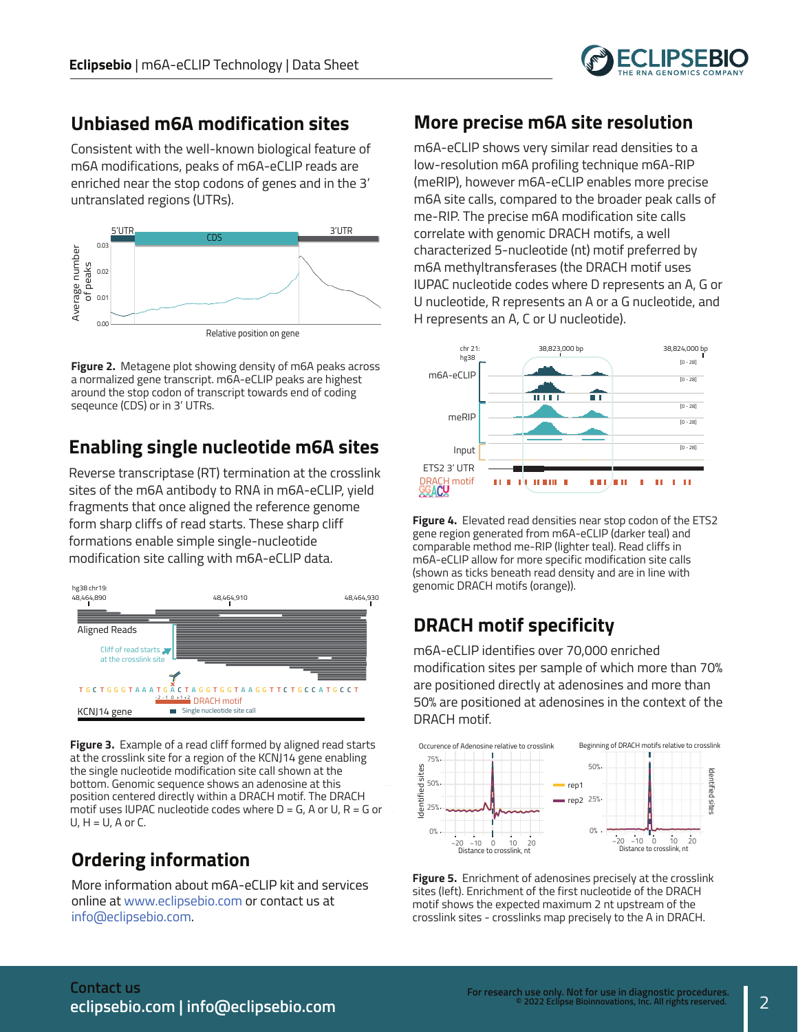## Unbiased m6A modification sites

Consistent with the well-known biological feature of m6A modifications, peaks of m6A-eCLIP reads are enriched near the stop codons of genes and in the 3' untranslated regions (UTRs).

5'UTR
CDS
3'UTR
Average number of peaks
0.03
0.02
0.01
0.00
Relative position on gene

**Figure 2.** Metagene plot showing density of m6A peaks across a normalized gene transcript. m6A-eCLIP peaks are highest around the stop codon of transcript towards end of coding seqeunce (CDS) or in 3' UTRs.

## Enabling single nucleotide m6A sites

Reverse transcriptase (RT) termination at the crosslink sites of the m6A antibody to RNA in m6A-eCLIP, yield fragments that once aligned the reference genome form sharp cliffs of read starts. These sharp cliff formations enable simple single-nucleotide modification site calling with m6A-eCLIP data.

hg38 chr19:
48,464,890
48,464,910
48,464,930
Aligned Reads
Cliff of read starts at the crosslink site
T G C T G G G T A A A T G A C T A G G T G G T A A G G T T C T G C C A T G C C T
-2 -1 0 +1 +2
DRACH motif
KCNJ14 gene
Single nucleotide site call

**Figure 3.** Example of a read cliff formed by aligned read starts at the crosslink site for a region of the KCNJ14 gene enabling the single nucleotide modification site call shown at the bottom. Genomic sequence shows an adenosine at this position centered directly within a DRACH motif. The DRACH motif uses IUPAC nucleotide codes where D = G, A or U, R = G or U, H = U, A or C.

## Ordering information

More information about m6A-eCLIP kit and services online at www.eclipsebio.com or contact us at info@eclipsebio.com.

## More precise m6A site resolution

m6A-eCLIP shows very similar read densities to a low-resolution m6A profiling technique m6A-RIP (meRIP), however m6A-eCLIP enables more precise m6A site calls, compared to the broader peak calls of me-RIP. The precise m6A modification site calls correlate with genomic DRACH motifs, a well characterized 5-nucleotide (nt) motif preferred by m6A methyltransferases (the DRACH motif uses IUPAC nucleotide codes where D represents an A, G or U nucleotide, R represents an A or a G nucleotide, and H represents an A, C or U nucleotide).

chr 21:
hg38
38,823,000 bp
38,824,000 bp
m6A-eCLIP
meRIP
Input
[0 - 28]
ETS2 3' UTR
DRACH motif
GGACU

**Figure 4.** Elevated read densities near stop codon of the ETS2 gene region generated from m6A-eCLIP (darker teal) and comparable method me-RIP (lighter teal). Read cliffs in m6A-eCLIP allow for more specific modification site calls (shown as ticks beneath read density and are in line with genomic DRACH motifs (orange)).

## DRACH motif specificity

m6A-eCLIP identifies over 70,000 enriched modification sites per sample of which more than 70% are positioned directly at adenosines and more than 50% are positioned at adenosines in the context of the DRACH motif.

Occurence of Adenosine relative to crosslink
Identified sites
75%
50%
25%
0%
-20 -10 0 10 20
Distance to crosslink, nt
rep1
rep2
Beginning of DRACH motifs relative to crosslink
50%
25%
0%
-20 -10 0 10 20
Distance to crosslink, nt
Identified sites

**Figure 5.** Enrichment of adenosines precisely at the crosslink sites (left). Enrichment of the first nucleotide of the DRACH motif shows the expected maximum 2 nt upstream of the crosslink sites - crosslinks map precisely to the A in DRACH.

**Contact us**
**eclipsebio.com | info@eclipsebio.com**

For research use only. Not for use in diagnostic procedures.
© 2022 Eclipse Bioinnovations, Inc. All rights reserved.